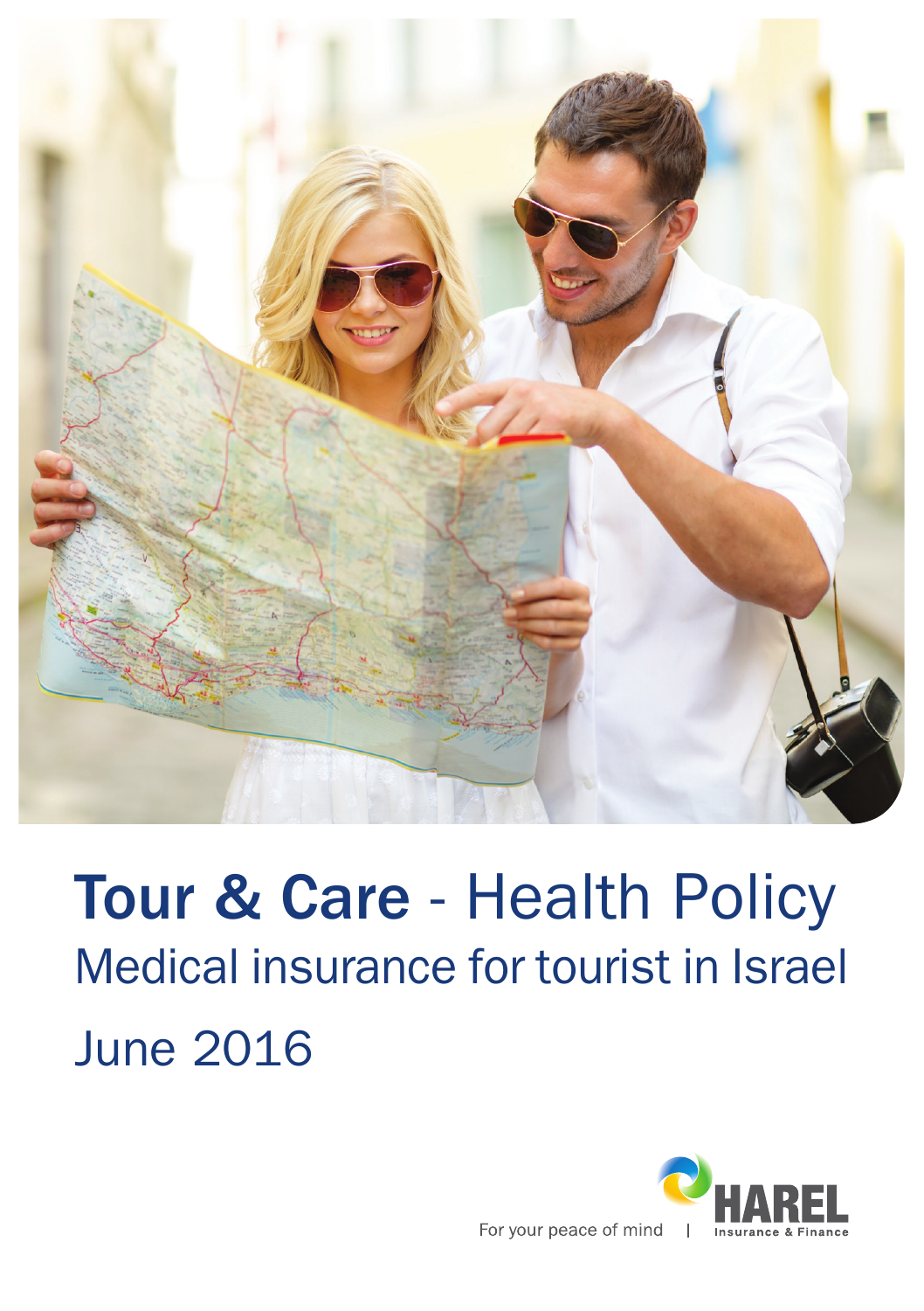# **Tour & Care** - Health Policy

## Medical insurance for tourist in Israel

## June 2016

For your peace of mind | HAREL Insurance & Finance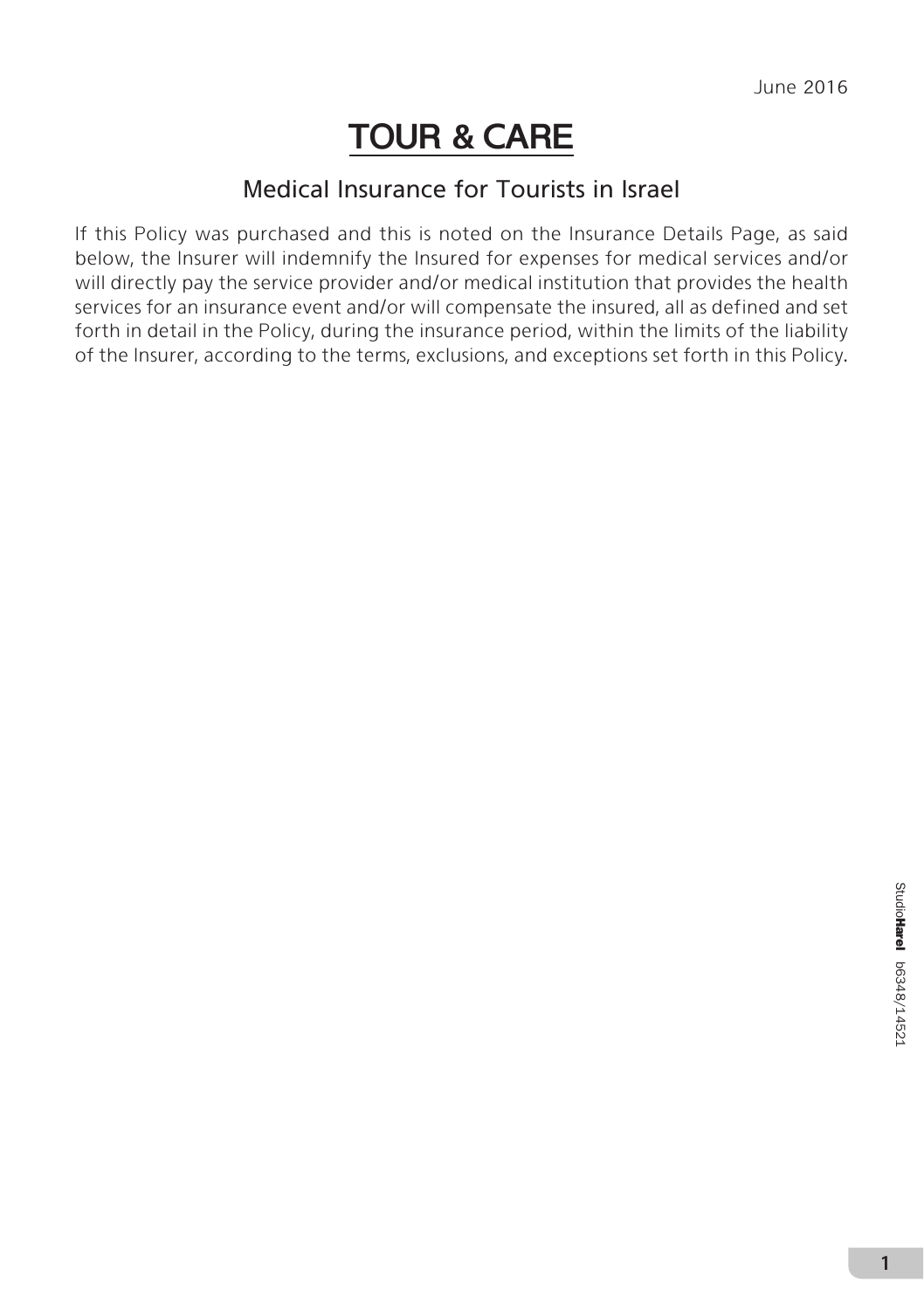June 2016

# TOUR & CARE

## Medical Insurance for Tourists in Israel

If this Policy was purchased and this is noted on the Insurance Details Page, as said below, the Insurer will indemnify the Insured for expenses for medical services and/or will directly pay the service provider and/or medical institution that provides the health services for an insurance event and/or will compensate the insured, all as defined and set forth in detail in the Policy, during the insurance period, within the limits of the liability of the Insurer, according to the terms, exclusions, and exceptions set forth in this Policy.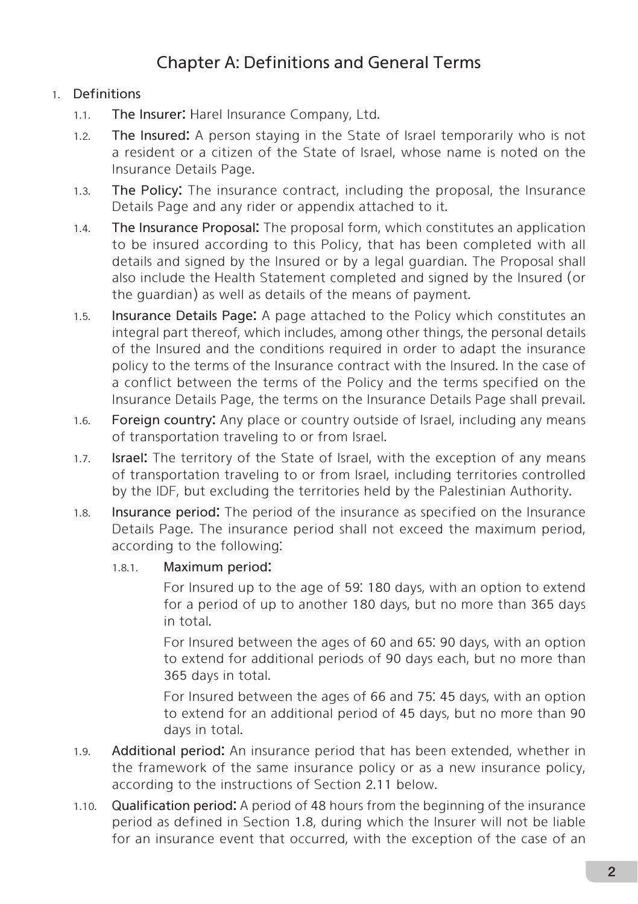# Chapter A: Definitions and General Terms

1. **Definitions**

   1.1. **The Insurer:** Harel Insurance Company, Ltd.

   1.2. **The Insured:** A person staying in the State of Israel temporarily who is not a resident or a citizen of the State of Israel, whose name is noted on the Insurance Details Page.

   1.3. **The Policy:** The insurance contract, including the proposal, the Insurance Details Page and any rider or appendix attached to it.

   1.4. **The Insurance Proposal:** The proposal form, which constitutes an application to be insured according to this Policy, that has been completed with all details and signed by the Insured or by a legal guardian. The Proposal shall also include the Health Statement completed and signed by the Insured (or the guardian) as well as details of the means of payment.

   1.5. **Insurance Details Page:** A page attached to the Policy which constitutes an integral part thereof, which includes, among other things, the personal details of the Insured and the conditions required in order to adapt the insurance policy to the terms of the Insurance contract with the Insured. In the case of a conflict between the terms of the Policy and the terms specified on the Insurance Details Page, the terms on the Insurance Details Page shall prevail.

   1.6. **Foreign country:** Any place or country outside of Israel, including any means of transportation traveling to or from Israel.

   1.7. **Israel:** The territory of the State of Israel, with the exception of any means of transportation traveling to or from Israel, including territories controlled by the IDF, but excluding the territories held by the Palestinian Authority.

   1.8. **Insurance period:** The period of the insurance as specified on the Insurance Details Page. The insurance period shall not exceed the maximum period, according to the following:

      1.8.1. **Maximum period:**

      For Insured up to the age of 59: 180 days, with an option to extend for a period of up to another 180 days, but no more than 365 days in total.

      For Insured between the ages of 60 and 65: 90 days, with an option to extend for additional periods of 90 days each, but no more than 365 days in total.

      For Insured between the ages of 66 and 75: 45 days, with an option to extend for an additional period of 45 days, but no more than 90 days in total.

   1.9. **Additional period:** An insurance period that has been extended, whether in the framework of the same insurance policy or as a new insurance policy, according to the instructions of Section 2.11 below.

   1.10. **Qualification period:** A period of 48 hours from the beginning of the insurance period as defined in Section 1.8, during which the Insurer will not be liable for an insurance event that occurred, with the exception of the case of an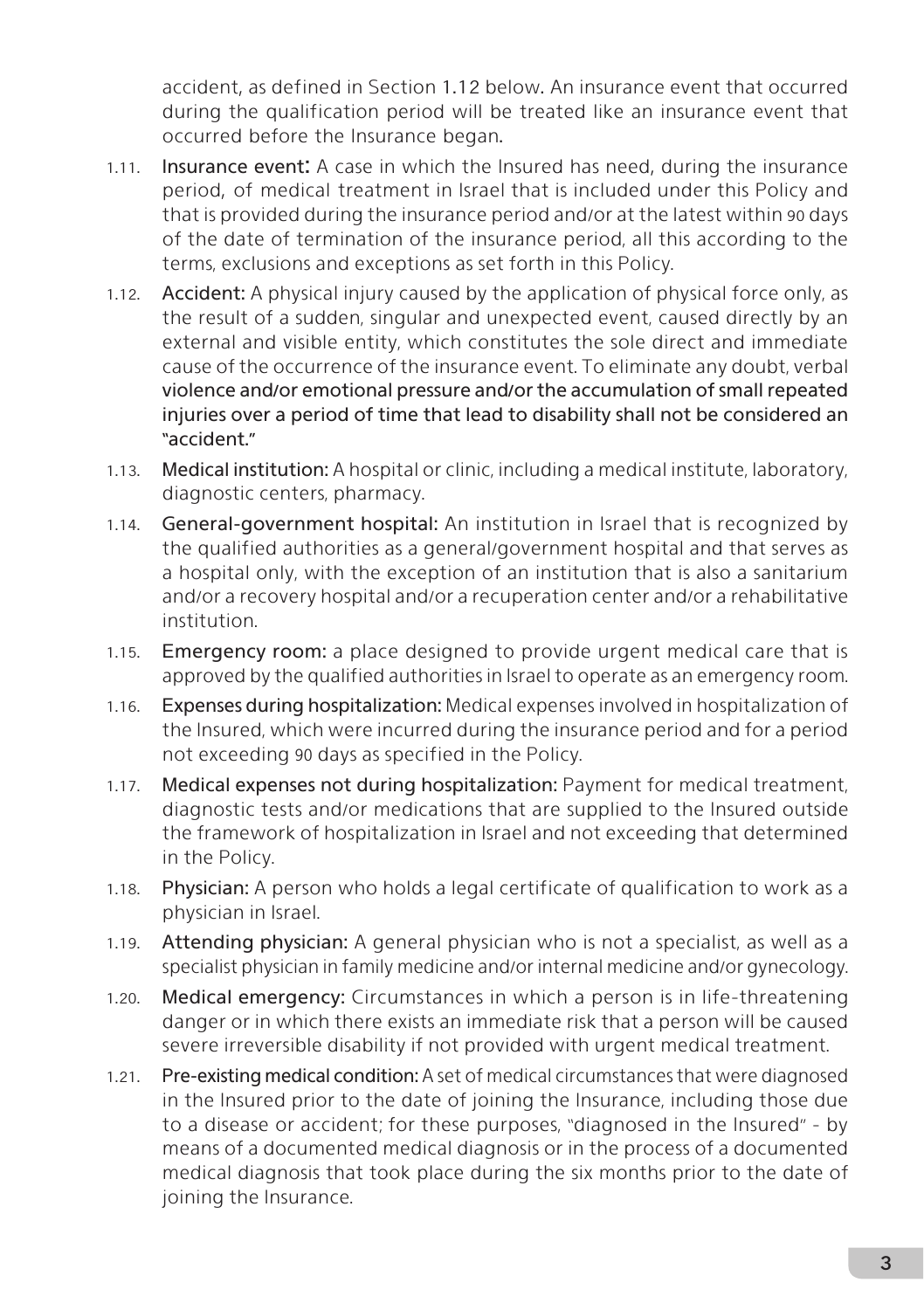accident, as defined in Section 1.12 below. An insurance event that occurred during the qualification period will be treated like an insurance event that occurred before the Insurance began.

1.11. **Insurance event:** A case in which the Insured has need, during the insurance period, of medical treatment in Israel that is included under this Policy and that is provided during the insurance period and/or at the latest within 90 days of the date of termination of the insurance period, all this according to the terms, exclusions and exceptions as set forth in this Policy.

1.12. **Accident:** A physical injury caused by the application of physical force only, as the result of a sudden, singular and unexpected event, caused directly by an external and visible entity, which constitutes the sole direct and immediate cause of the occurrence of the insurance event. To eliminate any doubt, verbal **violence and/or emotional pressure and/or the accumulation of small repeated injuries over a period of time that lead to disability shall not be considered an "accident."**

1.13. **Medical institution:** A hospital or clinic, including a medical institute, laboratory, diagnostic centers, pharmacy.

1.14. **General-government hospital:** An institution in Israel that is recognized by the qualified authorities as a general/government hospital and that serves as a hospital only, with the exception of an institution that is also a sanitarium and/or a recovery hospital and/or a recuperation center and/or a rehabilitative institution.

1.15. **Emergency room:** a place designed to provide urgent medical care that is approved by the qualified authorities in Israel to operate as an emergency room.

1.16. **Expenses during hospitalization:** Medical expenses involved in hospitalization of the Insured, which were incurred during the insurance period and for a period not exceeding 90 days as specified in the Policy.

1.17. **Medical expenses not during hospitalization:** Payment for medical treatment, diagnostic tests and/or medications that are supplied to the Insured outside the framework of hospitalization in Israel and not exceeding that determined in the Policy.

1.18. **Physician:** A person who holds a legal certificate of qualification to work as a physician in Israel.

1.19. **Attending physician:** A general physician who is not a specialist, as well as a specialist physician in family medicine and/or internal medicine and/or gynecology.

1.20. **Medical emergency:** Circumstances in which a person is in life-threatening danger or in which there exists an immediate risk that a person will be caused severe irreversible disability if not provided with urgent medical treatment.

1.21. **Pre-existing medical condition:** A set of medical circumstances that were diagnosed in the Insured prior to the date of joining the Insurance, including those due to a disease or accident; for these purposes, "diagnosed in the Insured" - by means of a documented medical diagnosis or in the process of a documented medical diagnosis that took place during the six months prior to the date of joining the Insurance.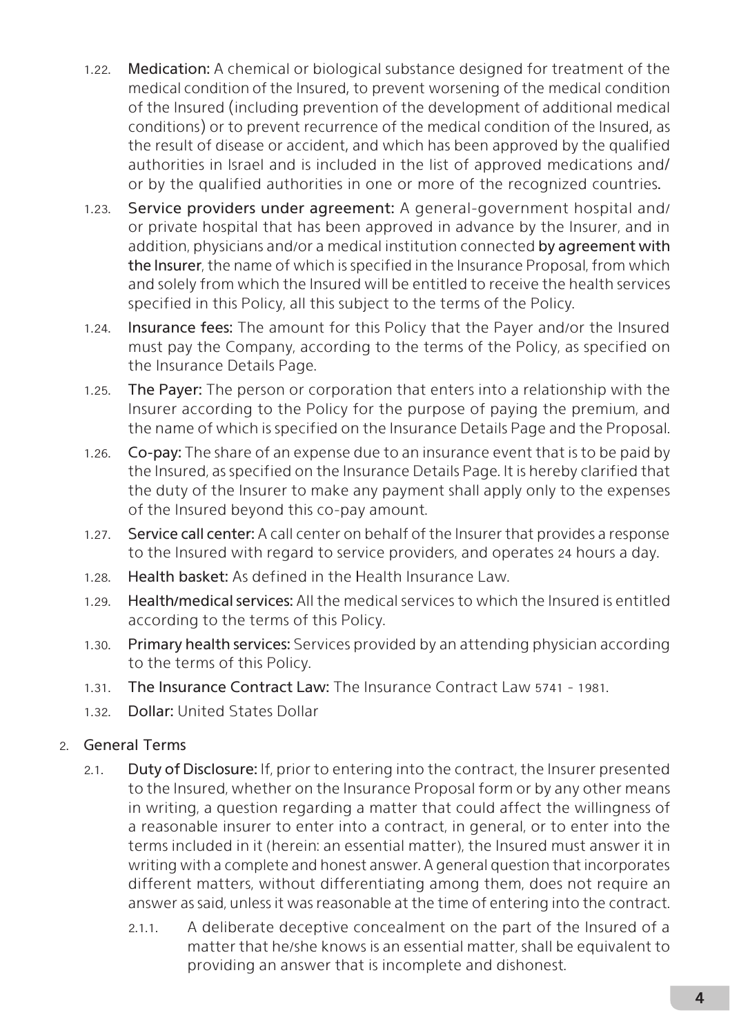1.22. **Medication:** A chemical or biological substance designed for treatment of the medical condition of the Insured, to prevent worsening of the medical condition of the Insured (including prevention of the development of additional medical conditions) or to prevent recurrence of the medical condition of the Insured, as the result of disease or accident, and which has been approved by the qualified authorities in Israel and is included in the list of approved medications and/ or by the qualified authorities in one or more of the recognized countries.

1.23. **Service providers under agreement:** A general-government hospital and/ or private hospital that has been approved in advance by the Insurer, and in addition, physicians and/or a medical institution connected **by agreement with the Insurer**, the name of which is specified in the Insurance Proposal, from which and solely from which the Insured will be entitled to receive the health services specified in this Policy, all this subject to the terms of the Policy.

1.24. **Insurance fees:** The amount for this Policy that the Payer and/or the Insured must pay the Company, according to the terms of the Policy, as specified on the Insurance Details Page.

1.25. **The Payer:** The person or corporation that enters into a relationship with the Insurer according to the Policy for the purpose of paying the premium, and the name of which is specified on the Insurance Details Page and the Proposal.

1.26. **Co-pay:** The share of an expense due to an insurance event that is to be paid by the Insured, as specified on the Insurance Details Page. It is hereby clarified that the duty of the Insurer to make any payment shall apply only to the expenses of the Insured beyond this co-pay amount.

1.27. **Service call center:** A call center on behalf of the Insurer that provides a response to the Insured with regard to service providers, and operates 24 hours a day.

1.28. **Health basket:** As defined in the Health Insurance Law.

1.29. **Health/medical services:** All the medical services to which the Insured is entitled according to the terms of this Policy.

1.30. **Primary health services:** Services provided by an attending physician according to the terms of this Policy.

1.31. **The Insurance Contract Law:** The Insurance Contract Law 5741 - 1981.

1.32. **Dollar:** United States Dollar

## 2. General Terms

2.1. **Duty of Disclosure:** If, prior to entering into the contract, the Insurer presented to the Insured, whether on the Insurance Proposal form or by any other means in writing, a question regarding a matter that could affect the willingness of a reasonable insurer to enter into a contract, in general, or to enter into the terms included in it (herein: an essential matter), the Insured must answer it in writing with a complete and honest answer. A general question that incorporates different matters, without differentiating among them, does not require an answer as said, unless it was reasonable at the time of entering into the contract.

2.1.1. A deliberate deceptive concealment on the part of the Insured of a matter that he/she knows is an essential matter, shall be equivalent to providing an answer that is incomplete and dishonest.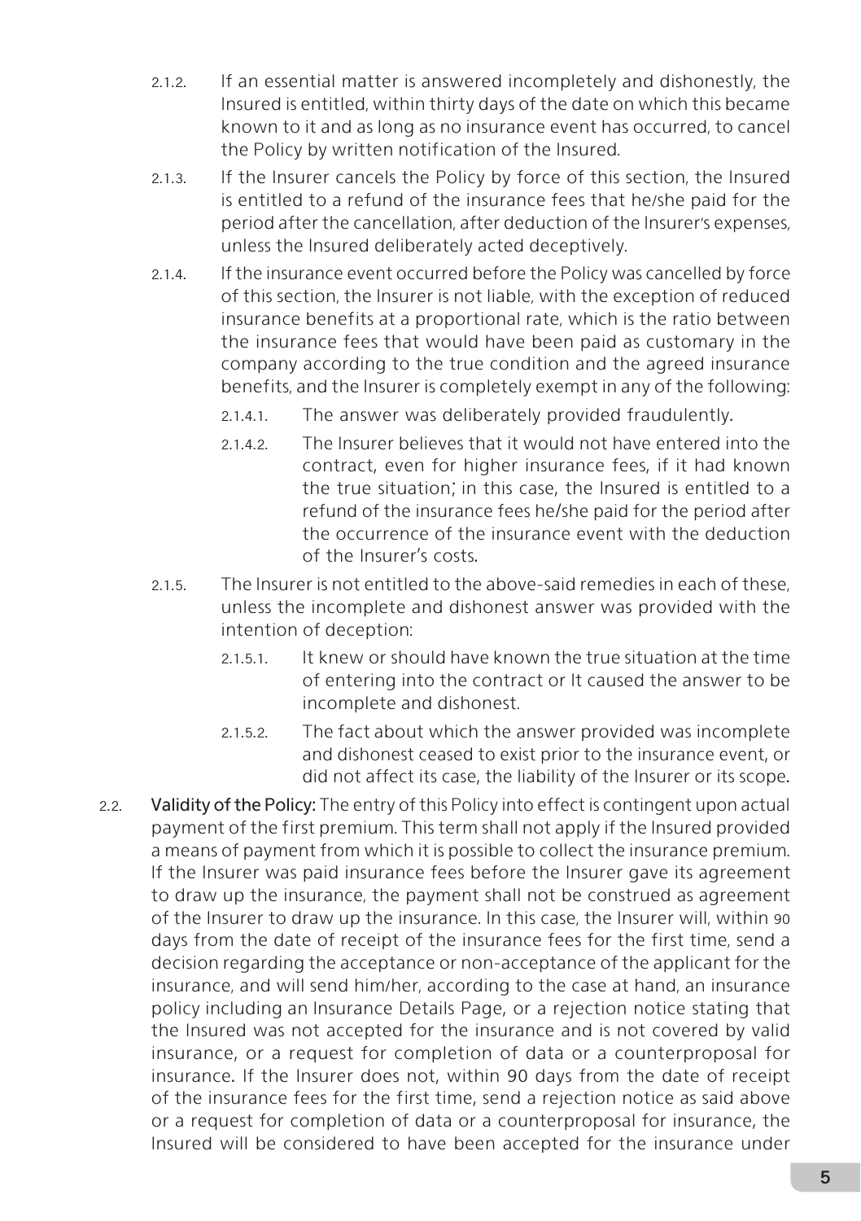2.1.2. If an essential matter is answered incompletely and dishonestly, the Insured is entitled, within thirty days of the date on which this became known to it and as long as no insurance event has occurred, to cancel the Policy by written notification of the Insured.

2.1.3. If the Insurer cancels the Policy by force of this section, the Insured is entitled to a refund of the insurance fees that he/she paid for the period after the cancellation, after deduction of the Insurer's expenses, unless the Insured deliberately acted deceptively.

2.1.4. If the insurance event occurred before the Policy was cancelled by force of this section, the Insurer is not liable, with the exception of reduced insurance benefits at a proportional rate, which is the ratio between the insurance fees that would have been paid as customary in the company according to the true condition and the agreed insurance benefits, and the Insurer is completely exempt in any of the following:

2.1.4.1. The answer was deliberately provided fraudulently.

2.1.4.2. The Insurer believes that it would not have entered into the contract, even for higher insurance fees, if it had known the true situation; in this case, the Insured is entitled to a refund of the insurance fees he/she paid for the period after the occurrence of the insurance event with the deduction of the Insurer's costs.

2.1.5. The Insurer is not entitled to the above-said remedies in each of these, unless the incomplete and dishonest answer was provided with the intention of deception:

2.1.5.1. It knew or should have known the true situation at the time of entering into the contract or It caused the answer to be incomplete and dishonest.

2.1.5.2. The fact about which the answer provided was incomplete and dishonest ceased to exist prior to the insurance event, or did not affect its case, the liability of the Insurer or its scope.

2.2. **Validity of the Policy:** The entry of this Policy into effect is contingent upon actual payment of the first premium. This term shall not apply if the Insured provided a means of payment from which it is possible to collect the insurance premium. If the Insurer was paid insurance fees before the Insurer gave its agreement to draw up the insurance, the payment shall not be construed as agreement of the Insurer to draw up the insurance. In this case, the Insurer will, within 90 days from the date of receipt of the insurance fees for the first time, send a decision regarding the acceptance or non-acceptance of the applicant for the insurance, and will send him/her, according to the case at hand, an insurance policy including an Insurance Details Page, or a rejection notice stating that the Insured was not accepted for the insurance and is not covered by valid insurance, or a request for completion of data or a counterproposal for insurance. If the Insurer does not, within 90 days from the date of receipt of the insurance fees for the first time, send a rejection notice as said above or a request for completion of data or a counterproposal for insurance, the Insured will be considered to have been accepted for the insurance under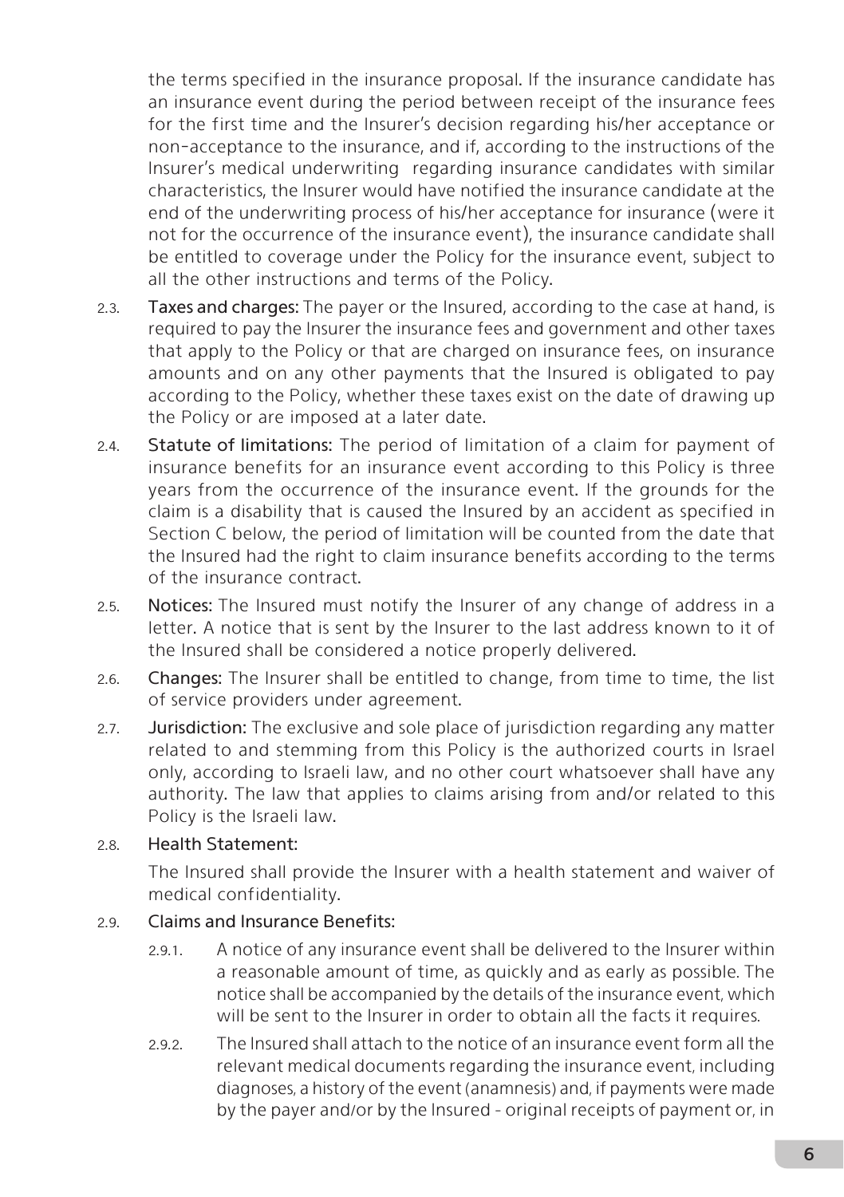the terms specified in the insurance proposal. If the insurance candidate has an insurance event during the period between receipt of the insurance fees for the first time and the Insurer's decision regarding his/her acceptance or non-acceptance to the insurance, and if, according to the instructions of the Insurer's medical underwriting regarding insurance candidates with similar characteristics, the Insurer would have notified the insurance candidate at the end of the underwriting process of his/her acceptance for insurance (were it not for the occurrence of the insurance event), the insurance candidate shall be entitled to coverage under the Policy for the insurance event, subject to all the other instructions and terms of the Policy.

2.3. **Taxes and charges:** The payer or the Insured, according to the case at hand, is required to pay the Insurer the insurance fees and government and other taxes that apply to the Policy or that are charged on insurance fees, on insurance amounts and on any other payments that the Insured is obligated to pay according to the Policy, whether these taxes exist on the date of drawing up the Policy or are imposed at a later date.

2.4. **Statute of limitations:** The period of limitation of a claim for payment of insurance benefits for an insurance event according to this Policy is three years from the occurrence of the insurance event. If the grounds for the claim is a disability that is caused the Insured by an accident as specified in Section C below, the period of limitation will be counted from the date that the Insured had the right to claim insurance benefits according to the terms of the insurance contract.

2.5. **Notices:** The Insured must notify the Insurer of any change of address in a letter. A notice that is sent by the Insurer to the last address known to it of the Insured shall be considered a notice properly delivered.

2.6. **Changes:** The Insurer shall be entitled to change, from time to time, the list of service providers under agreement.

2.7. **Jurisdiction:** The exclusive and sole place of jurisdiction regarding any matter related to and stemming from this Policy is the authorized courts in Israel only, according to Israeli law, and no other court whatsoever shall have any authority. The law that applies to claims arising from and/or related to this Policy is the Israeli law.

2.8. **Health Statement:**

The Insured shall provide the Insurer with a health statement and waiver of medical confidentiality.

2.9. **Claims and Insurance Benefits:**

2.9.1. A notice of any insurance event shall be delivered to the Insurer within a reasonable amount of time, as quickly and as early as possible. The notice shall be accompanied by the details of the insurance event, which will be sent to the Insurer in order to obtain all the facts it requires.

2.9.2. The Insured shall attach to the notice of an insurance event form all the relevant medical documents regarding the insurance event, including diagnoses, a history of the event (anamnesis) and, if payments were made by the payer and/or by the Insured - original receipts of payment or, in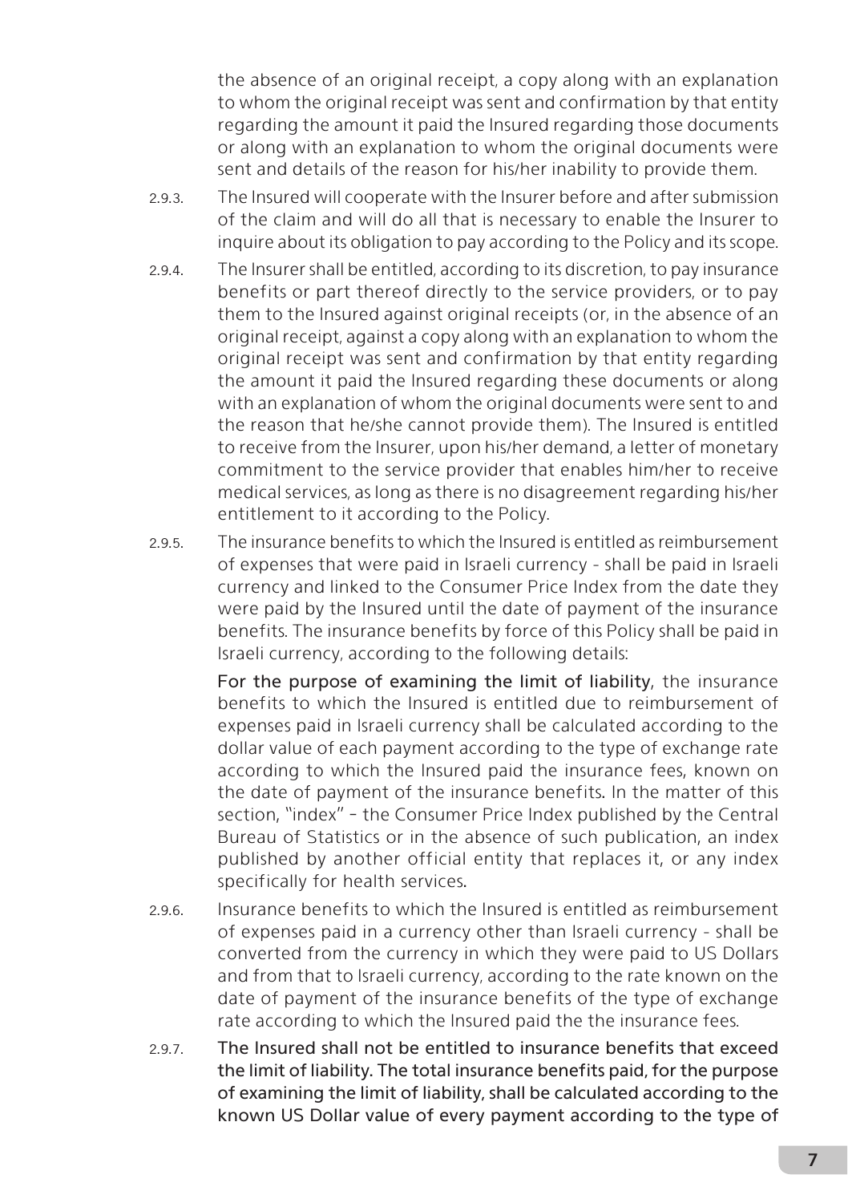the absence of an original receipt, a copy along with an explanation to whom the original receipt was sent and confirmation by that entity regarding the amount it paid the Insured regarding those documents or along with an explanation to whom the original documents were sent and details of the reason for his/her inability to provide them.

2.9.3. The Insured will cooperate with the Insurer before and after submission of the claim and will do all that is necessary to enable the Insurer to inquire about its obligation to pay according to the Policy and its scope.

2.9.4. The Insurer shall be entitled, according to its discretion, to pay insurance benefits or part thereof directly to the service providers, or to pay them to the Insured against original receipts (or, in the absence of an original receipt, against a copy along with an explanation to whom the original receipt was sent and confirmation by that entity regarding the amount it paid the Insured regarding these documents or along with an explanation of whom the original documents were sent to and the reason that he/she cannot provide them). The Insured is entitled to receive from the Insurer, upon his/her demand, a letter of monetary commitment to the service provider that enables him/her to receive medical services, as long as there is no disagreement regarding his/her entitlement to it according to the Policy.

2.9.5. The insurance benefits to which the Insured is entitled as reimbursement of expenses that were paid in Israeli currency - shall be paid in Israeli currency and linked to the Consumer Price Index from the date they were paid by the Insured until the date of payment of the insurance benefits. The insurance benefits by force of this Policy shall be paid in Israeli currency, according to the following details:

**For the purpose of examining the limit of liability**, the insurance benefits to which the Insured is entitled due to reimbursement of expenses paid in Israeli currency shall be calculated according to the dollar value of each payment according to the type of exchange rate according to which the Insured paid the insurance fees, known on the date of payment of the insurance benefits. In the matter of this section, "index" - the Consumer Price Index published by the Central Bureau of Statistics or in the absence of such publication, an index published by another official entity that replaces it, or any index specifically for health services.

2.9.6. Insurance benefits to which the Insured is entitled as reimbursement of expenses paid in a currency other than Israeli currency - shall be converted from the currency in which they were paid to US Dollars and from that to Israeli currency, according to the rate known on the date of payment of the insurance benefits of the type of exchange rate according to which the Insured paid the the insurance fees.

2.9.7. **The Insured shall not be entitled to insurance benefits that exceed the limit of liability. The total insurance benefits paid, for the purpose of examining the limit of liability, shall be calculated according to the known US Dollar value of every payment according to the type of**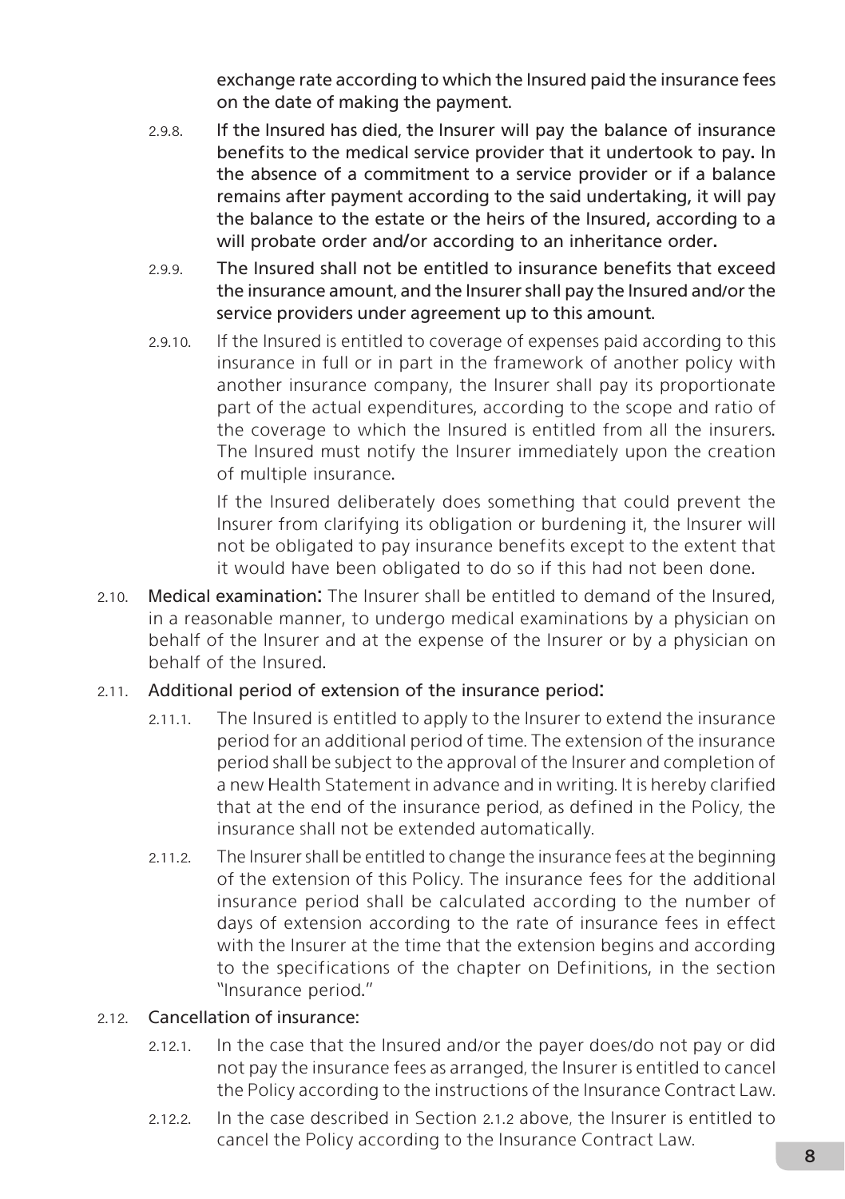exchange rate according to which the Insured paid the insurance fees on the date of making the payment.

2.9.8. If the Insured has died, the Insurer will pay the balance of insurance benefits to the medical service provider that it undertook to pay. In the absence of a commitment to a service provider or if a balance remains after payment according to the said undertaking, it will pay the balance to the estate or the heirs of the Insured, according to a will probate order and/or according to an inheritance order.

2.9.9. The Insured shall not be entitled to insurance benefits that exceed the insurance amount, and the Insurer shall pay the Insured and/or the service providers under agreement up to this amount.

2.9.10. If the Insured is entitled to coverage of expenses paid according to this insurance in full or in part in the framework of another policy with another insurance company, the Insurer shall pay its proportionate part of the actual expenditures, according to the scope and ratio of the coverage to which the Insured is entitled from all the insurers. The Insured must notify the Insurer immediately upon the creation of multiple insurance.

If the Insured deliberately does something that could prevent the Insurer from clarifying its obligation or burdening it, the Insurer will not be obligated to pay insurance benefits except to the extent that it would have been obligated to do so if this had not been done.

2.10. **Medical examination:** The Insurer shall be entitled to demand of the Insured, in a reasonable manner, to undergo medical examinations by a physician on behalf of the Insurer and at the expense of the Insurer or by a physician on behalf of the Insured.

2.11. **Additional period of extension of the insurance period:**

2.11.1. The Insured is entitled to apply to the Insurer to extend the insurance period for an additional period of time. The extension of the insurance period shall be subject to the approval of the Insurer and completion of a new Health Statement in advance and in writing. It is hereby clarified that at the end of the insurance period, as defined in the Policy, the insurance shall not be extended automatically.

2.11.2. The Insurer shall be entitled to change the insurance fees at the beginning of the extension of this Policy. The insurance fees for the additional insurance period shall be calculated according to the number of days of extension according to the rate of insurance fees in effect with the Insurer at the time that the extension begins and according to the specifications of the chapter on Definitions, in the section "Insurance period."

2.12. **Cancellation of insurance:**

2.12.1. In the case that the Insured and/or the payer does/do not pay or did not pay the insurance fees as arranged, the Insurer is entitled to cancel the Policy according to the instructions of the Insurance Contract Law.

2.12.2. In the case described in Section 2.1.2 above, the Insurer is entitled to cancel the Policy according to the Insurance Contract Law.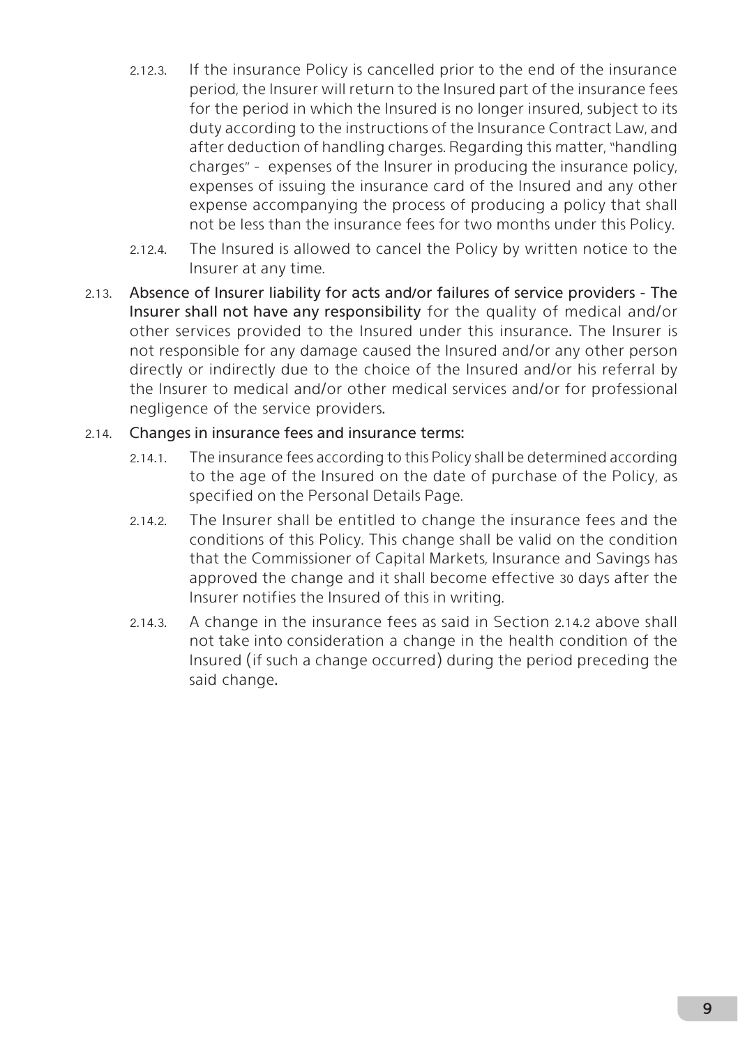2.12.3. If the insurance Policy is cancelled prior to the end of the insurance period, the Insurer will return to the Insured part of the insurance fees for the period in which the Insured is no longer insured, subject to its duty according to the instructions of the Insurance Contract Law, and after deduction of handling charges. Regarding this matter, "handling charges" - expenses of the Insurer in producing the insurance policy, expenses of issuing the insurance card of the Insured and any other expense accompanying the process of producing a policy that shall not be less than the insurance fees for two months under this Policy.

2.12.4. The Insured is allowed to cancel the Policy by written notice to the Insurer at any time.

2.13. Absence of Insurer liability for acts and/or failures of service providers - The Insurer shall not have any responsibility for the quality of medical and/or other services provided to the Insured under this insurance. The Insurer is not responsible for any damage caused the Insured and/or any other person directly or indirectly due to the choice of the Insured and/or his referral by the Insurer to medical and/or other medical services and/or for professional negligence of the service providers.

2.14. Changes in insurance fees and insurance terms:

2.14.1. The insurance fees according to this Policy shall be determined according to the age of the Insured on the date of purchase of the Policy, as specified on the Personal Details Page.

2.14.2. The Insurer shall be entitled to change the insurance fees and the conditions of this Policy. This change shall be valid on the condition that the Commissioner of Capital Markets, Insurance and Savings has approved the change and it shall become effective 30 days after the Insurer notifies the Insured of this in writing.

2.14.3. A change in the insurance fees as said in Section 2.14.2 above shall not take into consideration a change in the health condition of the Insured (if such a change occurred) during the period preceding the said change.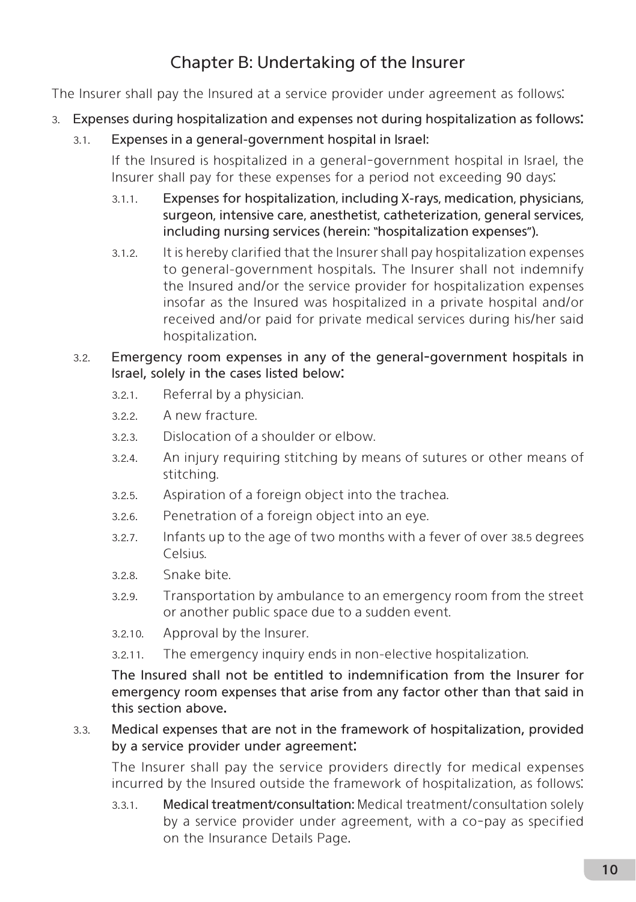## Chapter B: Undertaking of the Insurer

The Insurer shall pay the Insured at a service provider under agreement as follows:

3. **Expenses during hospitalization and expenses not during hospitalization as follows:**

   3.1. **Expenses in a general-government hospital in Israel:**

   If the Insured is hospitalized in a general-government hospital in Israel, the Insurer shall pay for these expenses for a period not exceeding 90 days:

   3.1.1. **Expenses for hospitalization, including X-rays, medication, physicians, surgeon, intensive care, anesthetist, catheterization, general services, including nursing services (herein: "hospitalization expenses").**

   3.1.2. It is hereby clarified that the Insurer shall pay hospitalization expenses to general-government hospitals. The Insurer shall not indemnify the Insured and/or the service provider for hospitalization expenses insofar as the Insured was hospitalized in a private hospital and/or received and/or paid for private medical services during his/her said hospitalization.

   3.2. **Emergency room expenses in any of the general-government hospitals in Israel, solely in the cases listed below:**

   3.2.1. Referral by a physician.

   3.2.2. A new fracture.

   3.2.3. Dislocation of a shoulder or elbow.

   3.2.4. An injury requiring stitching by means of sutures or other means of stitching.

   3.2.5. Aspiration of a foreign object into the trachea.

   3.2.6. Penetration of a foreign object into an eye.

   3.2.7. Infants up to the age of two months with a fever of over 38.5 degrees Celsius.

   3.2.8. Snake bite.

   3.2.9. Transportation by ambulance to an emergency room from the street or another public space due to a sudden event.

   3.2.10. Approval by the Insurer.

   3.2.11. The emergency inquiry ends in non-elective hospitalization.

   **The Insured shall not be entitled to indemnification from the Insurer for emergency room expenses that arise from any factor other than that said in this section above.**

   3.3. **Medical expenses that are not in the framework of hospitalization, provided by a service provider under agreement:**

   The Insurer shall pay the service providers directly for medical expenses incurred by the Insured outside the framework of hospitalization, as follows:

   3.3.1. **Medical treatment/consultation:** Medical treatment/consultation solely by a service provider under agreement, with a co-pay as specified on the Insurance Details Page.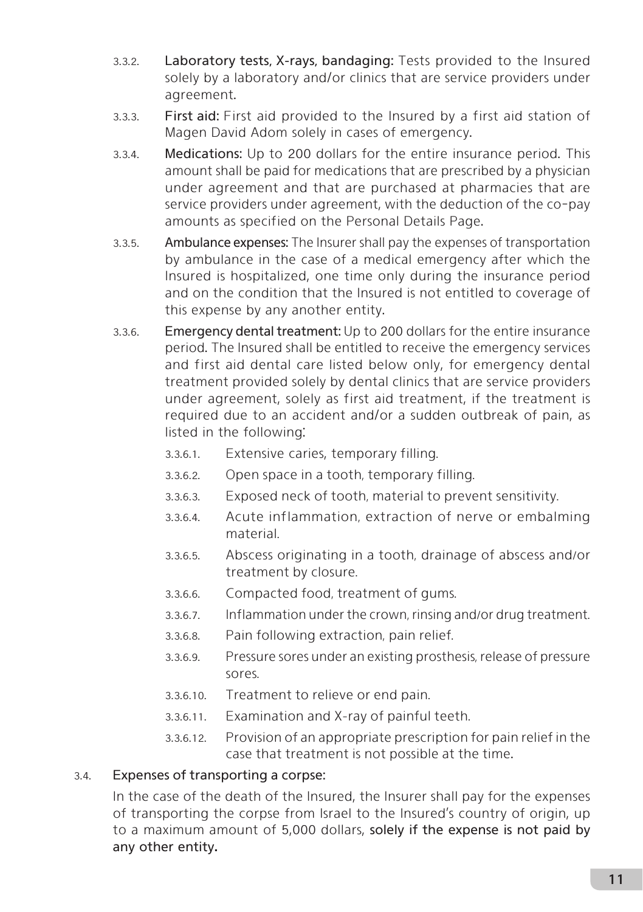3.3.2. **Laboratory tests, X-rays, bandaging:** Tests provided to the Insured solely by a laboratory and/or clinics that are service providers under agreement.

3.3.3. **First aid:** First aid provided to the Insured by a first aid station of Magen David Adom solely in cases of emergency.

3.3.4. **Medications:** Up to 200 dollars for the entire insurance period. This amount shall be paid for medications that are prescribed by a physician under agreement and that are purchased at pharmacies that are service providers under agreement, with the deduction of the co-pay amounts as specified on the Personal Details Page.

3.3.5. **Ambulance expenses:** The Insurer shall pay the expenses of transportation by ambulance in the case of a medical emergency after which the Insured is hospitalized, one time only during the insurance period and on the condition that the Insured is not entitled to coverage of this expense by any another entity.

3.3.6. **Emergency dental treatment:** Up to 200 dollars for the entire insurance period. The Insured shall be entitled to receive the emergency services and first aid dental care listed below only, for emergency dental treatment provided solely by dental clinics that are service providers under agreement, solely as first aid treatment, if the treatment is required due to an accident and/or a sudden outbreak of pain, as listed in the following:

- 3.3.6.1. Extensive caries, temporary filling.
- 3.3.6.2. Open space in a tooth, temporary filling.
- 3.3.6.3. Exposed neck of tooth, material to prevent sensitivity.
- 3.3.6.4. Acute inflammation, extraction of nerve or embalming material.
- 3.3.6.5. Abscess originating in a tooth, drainage of abscess and/or treatment by closure.
- 3.3.6.6. Compacted food, treatment of gums.
- 3.3.6.7. Inflammation under the crown, rinsing and/or drug treatment.
- 3.3.6.8. Pain following extraction, pain relief.
- 3.3.6.9. Pressure sores under an existing prosthesis, release of pressure sores.
- 3.3.6.10. Treatment to relieve or end pain.
- 3.3.6.11. Examination and X-ray of painful teeth.
- 3.3.6.12. Provision of an appropriate prescription for pain relief in the case that treatment is not possible at the time.

### 3.4. Expenses of transporting a corpse:

In the case of the death of the Insured, the Insurer shall pay for the expenses of transporting the corpse from Israel to the Insured's country of origin, up to a maximum amount of 5,000 dollars, **solely if the expense is not paid by any other entity.**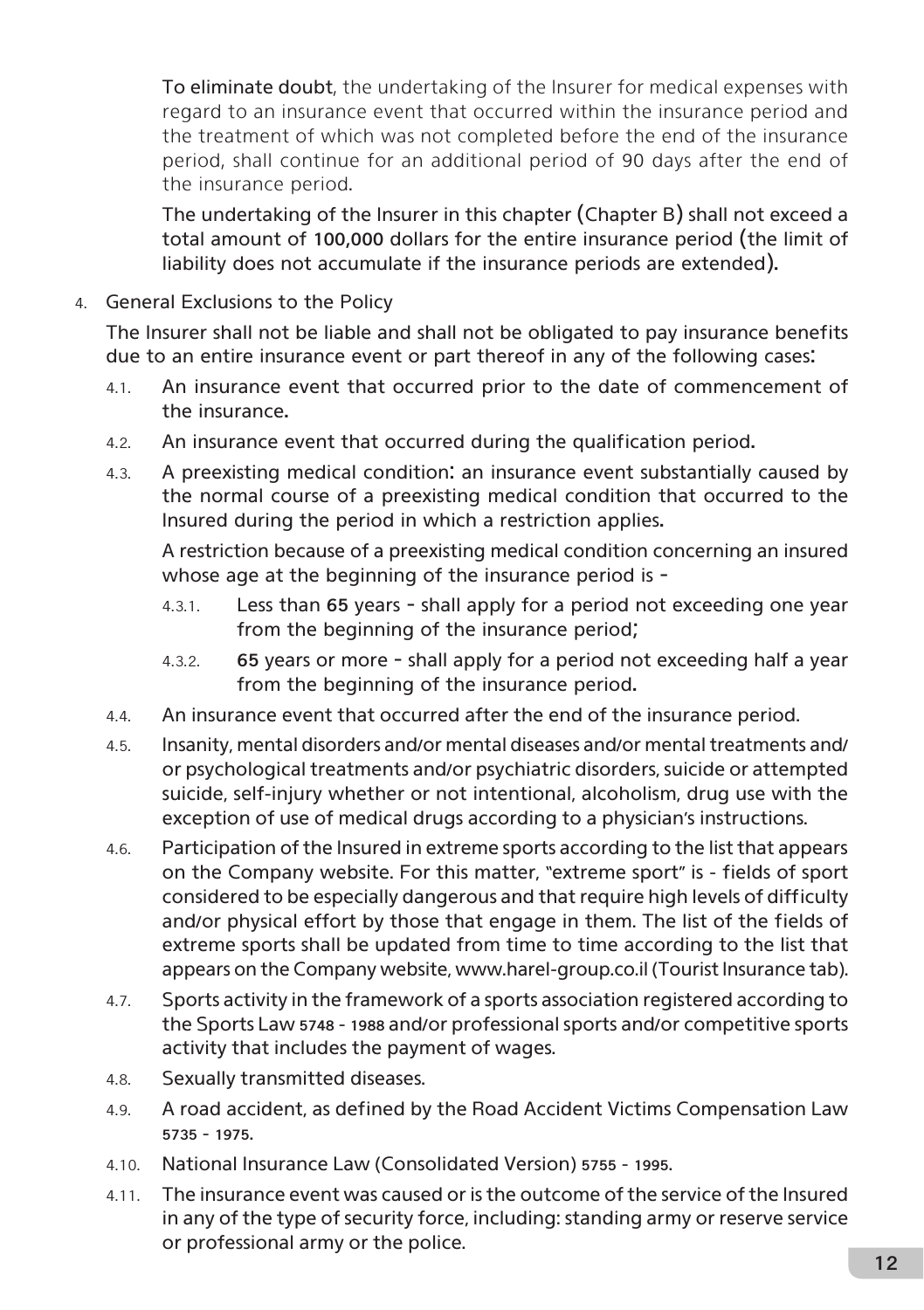**To eliminate doubt**, the undertaking of the Insurer for medical expenses with regard to an insurance event that occurred within the insurance period and the treatment of which was not completed before the end of the insurance period, shall continue for an additional period of 90 days after the end of the insurance period.

The undertaking of the Insurer in this chapter (Chapter B) shall not exceed a total amount of 100,000 dollars for the entire insurance period (the limit of liability does not accumulate if the insurance periods are extended).

4. General Exclusions to the Policy

   The Insurer shall not be liable and shall not be obligated to pay insurance benefits due to an entire insurance event or part thereof in any of the following cases:

   4.1. An insurance event that occurred prior to the date of commencement of the insurance.

   4.2. An insurance event that occurred during the qualification period.

   4.3. A preexisting medical condition: an insurance event substantially caused by the normal course of a preexisting medical condition that occurred to the Insured during the period in which a restriction applies.

   A restriction because of a preexisting medical condition concerning an insured whose age at the beginning of the insurance period is -

   4.3.1. Less than 65 years - shall apply for a period not exceeding one year from the beginning of the insurance period;

   4.3.2. 65 years or more - shall apply for a period not exceeding half a year from the beginning of the insurance period.

   4.4. An insurance event that occurred after the end of the insurance period.

   4.5. Insanity, mental disorders and/or mental diseases and/or mental treatments and/or psychological treatments and/or psychiatric disorders, suicide or attempted suicide, self-injury whether or not intentional, alcoholism, drug use with the exception of use of medical drugs according to a physician's instructions.

   4.6. Participation of the Insured in extreme sports according to the list that appears on the Company website. For this matter, "extreme sport" is - fields of sport considered to be especially dangerous and that require high levels of difficulty and/or physical effort by those that engage in them. The list of the fields of extreme sports shall be updated from time to time according to the list that appears on the Company website, www.harel-group.co.il (Tourist Insurance tab).

   4.7. Sports activity in the framework of a sports association registered according to the Sports Law 5748 - 1988 and/or professional sports and/or competitive sports activity that includes the payment of wages.

   4.8. Sexually transmitted diseases.

   4.9. A road accident, as defined by the Road Accident Victims Compensation Law 5735 - 1975.

   4.10. National Insurance Law (Consolidated Version) 5755 - 1995.

   4.11. The insurance event was caused or is the outcome of the service of the Insured in any of the type of security force, including: standing army or reserve service or professional army or the police.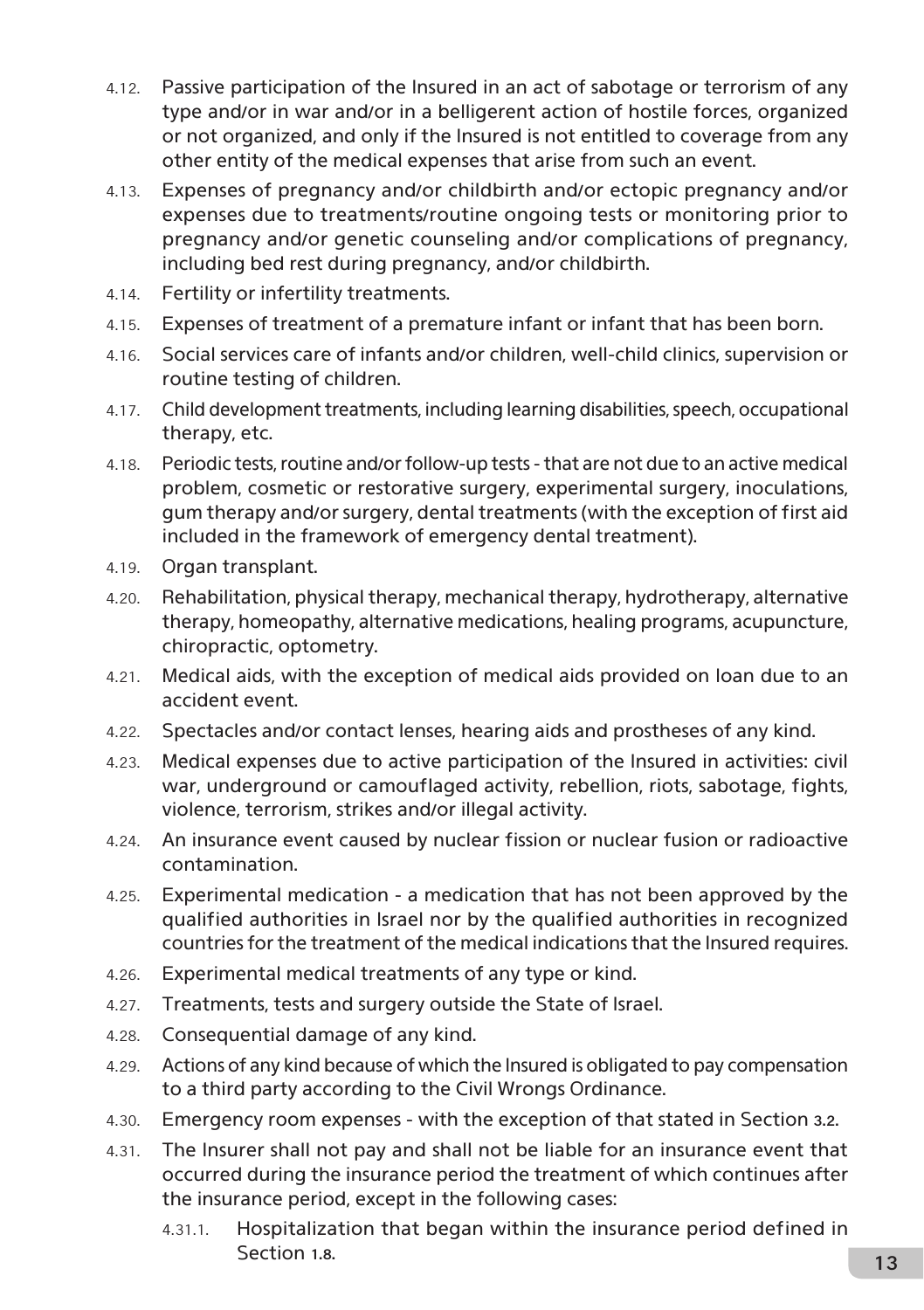4.12. Passive participation of the Insured in an act of sabotage or terrorism of any type and/or in war and/or in a belligerent action of hostile forces, organized or not organized, and only if the Insured is not entitled to coverage from any other entity of the medical expenses that arise from such an event.

4.13. Expenses of pregnancy and/or childbirth and/or ectopic pregnancy and/or expenses due to treatments/routine ongoing tests or monitoring prior to pregnancy and/or genetic counseling and/or complications of pregnancy, including bed rest during pregnancy, and/or childbirth.

4.14. Fertility or infertility treatments.

4.15. Expenses of treatment of a premature infant or infant that has been born.

4.16. Social services care of infants and/or children, well-child clinics, supervision or routine testing of children.

4.17. Child development treatments, including learning disabilities, speech, occupational therapy, etc.

4.18. Periodic tests, routine and/or follow-up tests - that are not due to an active medical problem, cosmetic or restorative surgery, experimental surgery, inoculations, gum therapy and/or surgery, dental treatments (with the exception of first aid included in the framework of emergency dental treatment).

4.19. Organ transplant.

4.20. Rehabilitation, physical therapy, mechanical therapy, hydrotherapy, alternative therapy, homeopathy, alternative medications, healing programs, acupuncture, chiropractic, optometry.

4.21. Medical aids, with the exception of medical aids provided on loan due to an accident event.

4.22. Spectacles and/or contact lenses, hearing aids and prostheses of any kind.

4.23. Medical expenses due to active participation of the Insured in activities: civil war, underground or camouflaged activity, rebellion, riots, sabotage, fights, violence, terrorism, strikes and/or illegal activity.

4.24. An insurance event caused by nuclear fission or nuclear fusion or radioactive contamination.

4.25. Experimental medication - a medication that has not been approved by the qualified authorities in Israel nor by the qualified authorities in recognized countries for the treatment of the medical indications that the Insured requires.

4.26. Experimental medical treatments of any type or kind.

4.27. Treatments, tests and surgery outside the State of Israel.

4.28. Consequential damage of any kind.

4.29. Actions of any kind because of which the Insured is obligated to pay compensation to a third party according to the Civil Wrongs Ordinance.

4.30. Emergency room expenses - with the exception of that stated in Section 3.2.

4.31. The Insurer shall not pay and shall not be liable for an insurance event that occurred during the insurance period the treatment of which continues after the insurance period, except in the following cases:

4.31.1. Hospitalization that began within the insurance period defined in Section 1.8.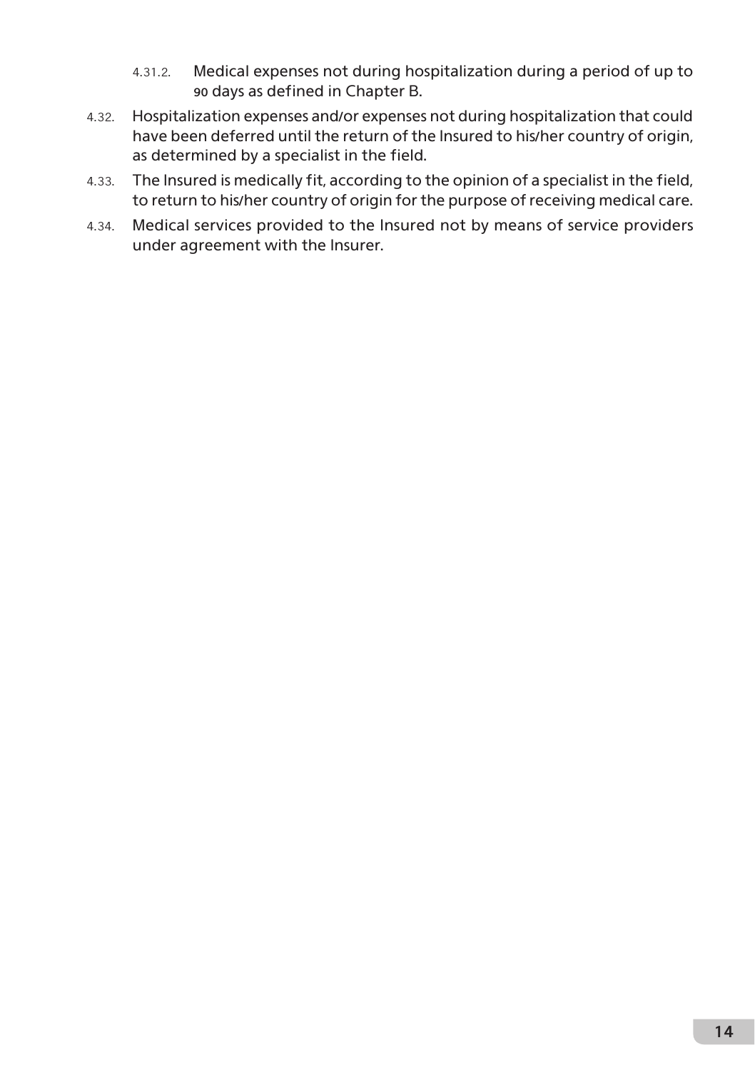4.31.2. Medical expenses not during hospitalization during a period of up to 90 days as defined in Chapter B.

4.32. Hospitalization expenses and/or expenses not during hospitalization that could have been deferred until the return of the Insured to his/her country of origin, as determined by a specialist in the field.

4.33. The Insured is medically fit, according to the opinion of a specialist in the field, to return to his/her country of origin for the purpose of receiving medical care.

4.34. Medical services provided to the Insured not by means of service providers under agreement with the Insurer.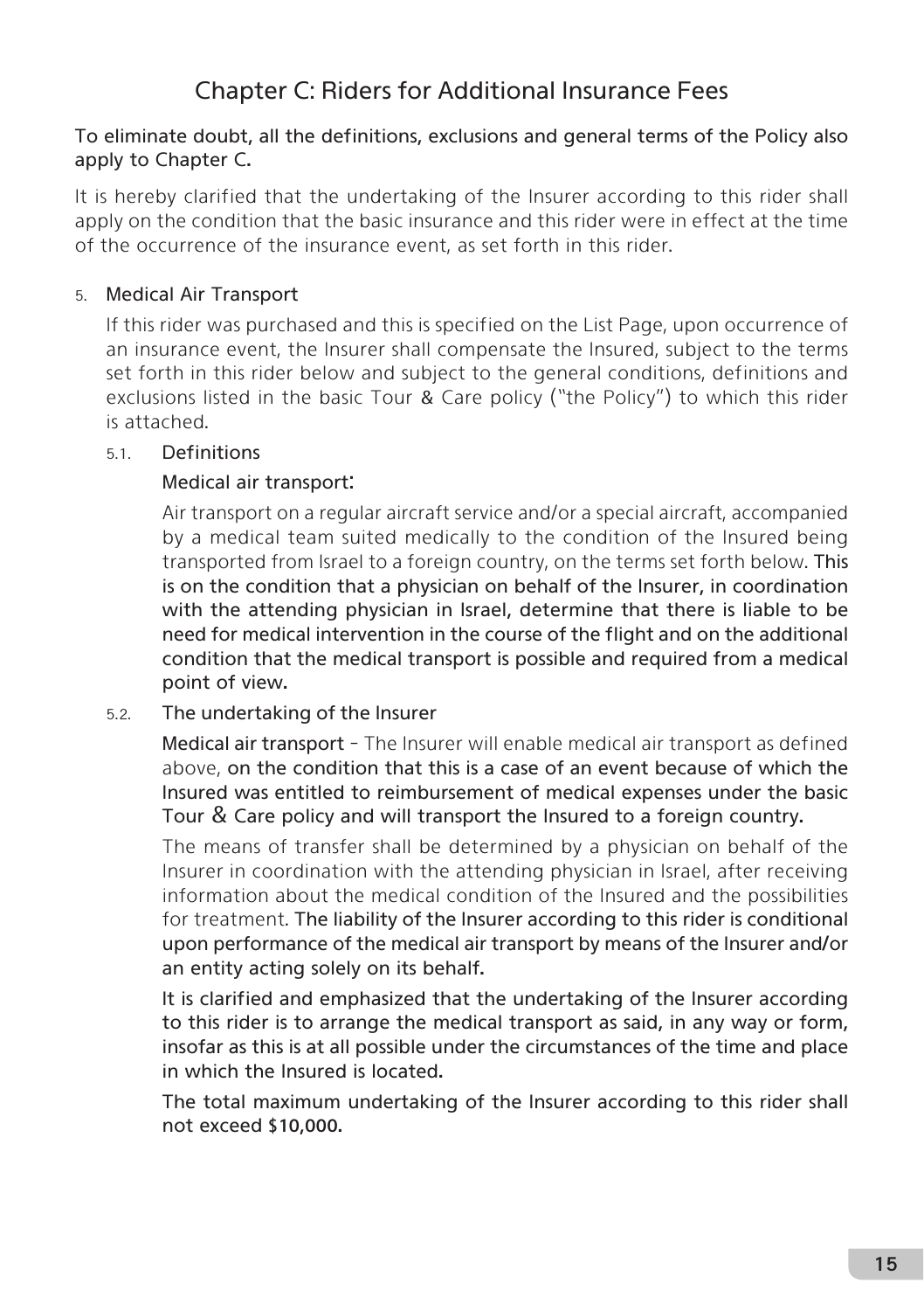# Chapter C: Riders for Additional Insurance Fees

**To eliminate doubt, all the definitions, exclusions and general terms of the Policy also apply to Chapter C.**

It is hereby clarified that the undertaking of the Insurer according to this rider shall apply on the condition that the basic insurance and this rider were in effect at the time of the occurrence of the insurance event, as set forth in this rider.

## 5. Medical Air Transport

If this rider was purchased and this is specified on the List Page, upon occurrence of an insurance event, the Insurer shall compensate the Insured, subject to the terms set forth in this rider below and subject to the general conditions, definitions and exclusions listed in the basic Tour & Care policy ("the Policy") to which this rider is attached.

### 5.1. Definitions

**Medical air transport:**

Air transport on a regular aircraft service and/or a special aircraft, accompanied by a medical team suited medically to the condition of the Insured being transported from Israel to a foreign country, on the terms set forth below. **This is on the condition that a physician on behalf of the Insurer, in coordination with the attending physician in Israel, determine that there is liable to be need for medical intervention in the course of the flight and on the additional condition that the medical transport is possible and required from a medical point of view.**

### 5.2. The undertaking of the Insurer

**Medical air transport** - The Insurer will enable medical air transport as defined above, **on the condition that this is a case of an event because of which the Insured was entitled to reimbursement of medical expenses under the basic Tour & Care policy and will transport the Insured to a foreign country.**

The means of transfer shall be determined by a physician on behalf of the Insurer in coordination with the attending physician in Israel, after receiving information about the medical condition of the Insured and the possibilities for treatment. **The liability of the Insurer according to this rider is conditional upon performance of the medical air transport by means of the Insurer and/or an entity acting solely on its behalf.**

**It is clarified and emphasized that the undertaking of the Insurer according to this rider is to arrange the medical transport as said, in any way or form, insofar as this is at all possible under the circumstances of the time and place in which the Insured is located.**

**The total maximum undertaking of the Insurer according to this rider shall not exceed $10,000.**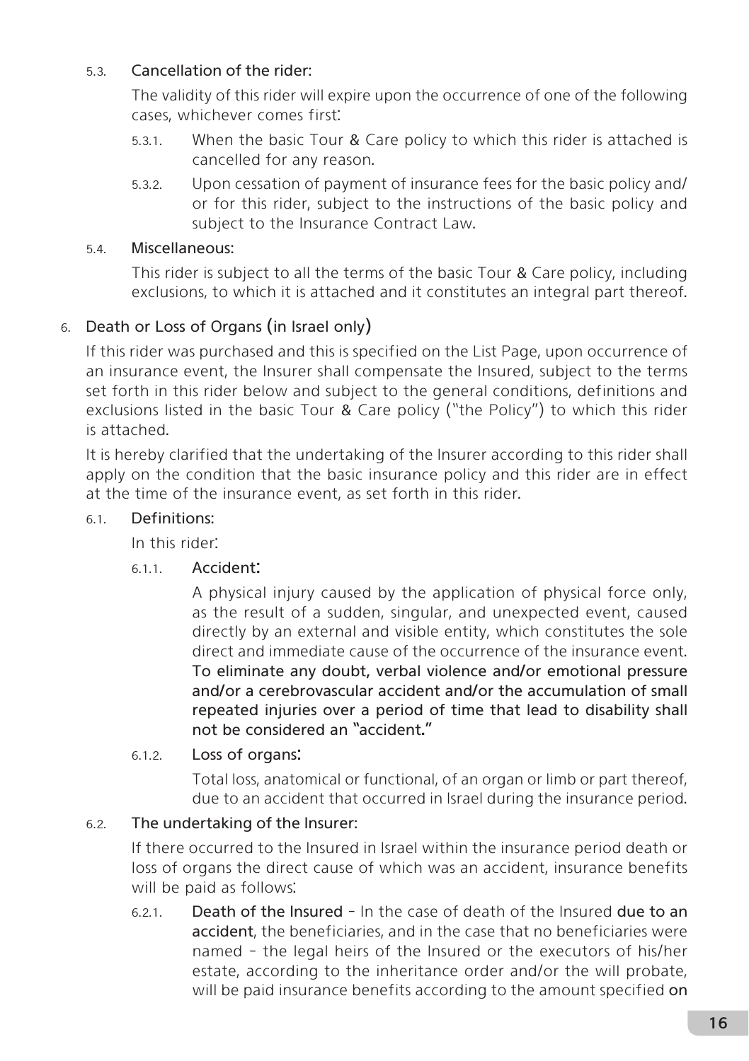5.3. Cancellation of the rider:

The validity of this rider will expire upon the occurrence of one of the following cases, whichever comes first:

5.3.1. When the basic Tour & Care policy to which this rider is attached is cancelled for any reason.

5.3.2. Upon cessation of payment of insurance fees for the basic policy and/or for this rider, subject to the instructions of the basic policy and subject to the Insurance Contract Law.

5.4. Miscellaneous:

This rider is subject to all the terms of the basic Tour & Care policy, including exclusions, to which it is attached and it constitutes an integral part thereof.

## 6. Death or Loss of Organs (in Israel only)

If this rider was purchased and this is specified on the List Page, upon occurrence of an insurance event, the Insurer shall compensate the Insured, subject to the terms set forth in this rider below and subject to the general conditions, definitions and exclusions listed in the basic Tour & Care policy ("the Policy") to which this rider is attached.

It is hereby clarified that the undertaking of the Insurer according to this rider shall apply on the condition that the basic insurance policy and this rider are in effect at the time of the insurance event, as set forth in this rider.

6.1. Definitions:

In this rider:

6.1.1. Accident:

A physical injury caused by the application of physical force only, as the result of a sudden, singular, and unexpected event, caused directly by an external and visible entity, which constitutes the sole direct and immediate cause of the occurrence of the insurance event. **To eliminate any doubt, verbal violence and/or emotional pressure and/or a cerebrovascular accident and/or the accumulation of small repeated injuries over a period of time that lead to disability shall not be considered an "accident."**

6.1.2. Loss of organs:

Total loss, anatomical or functional, of an organ or limb or part thereof, due to an accident that occurred in Israel during the insurance period.

6.2. The undertaking of the Insurer:

If there occurred to the Insured in Israel within the insurance period death or loss of organs the direct cause of which was an accident, insurance benefits will be paid as follows:

6.2.1. Death of the Insured - In the case of death of the Insured **due to an accident**, the beneficiaries, and in the case that no beneficiaries were named - the legal heirs of the Insured or the executors of his/her estate, according to the inheritance order and/or the will probate, will be paid insurance benefits according to the amount specified **on**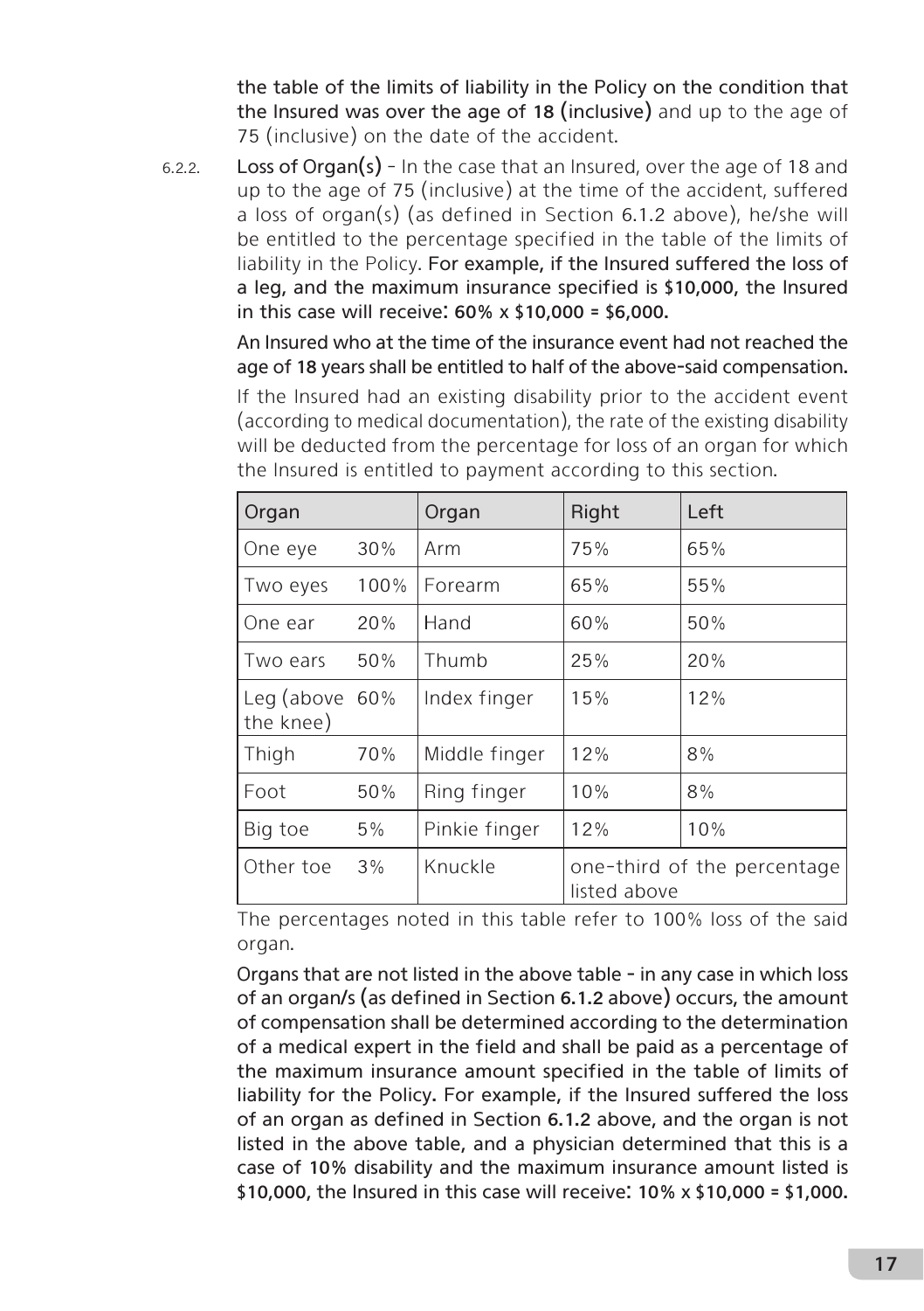the table of the limits of liability in the Policy on the condition that the Insured was over the age of 18 (inclusive) and up to the age of 75 (inclusive) on the date of the accident.

6.2.2. Loss of Organ(s) - In the case that an Insured, over the age of 18 and up to the age of 75 (inclusive) at the time of the accident, suffered a loss of organ(s) (as defined in Section 6.1.2 above), he/she will be entitled to the percentage specified in the table of the limits of liability in the Policy. For example, if the Insured suffered the loss of a leg, and the maximum insurance specified is $10,000, the Insured in this case will receive: 60% x $10,000 = $6,000.

An Insured who at the time of the insurance event had not reached the age of 18 years shall be entitled to half of the above-said compensation.

If the Insured had an existing disability prior to the accident event (according to medical documentation), the rate of the existing disability will be deducted from the percentage for loss of an organ for which the Insured is entitled to payment according to this section.

| Organ | | Organ | Right | Left |
|---|---|---|---|---|
| One eye | 30% | Arm | 75% | 65% |
| Two eyes | 100% | Forearm | 65% | 55% |
| One ear | 20% | Hand | 60% | 50% |
| Two ears | 50% | Thumb | 25% | 20% |
| Leg (above the knee) | 60% | Index finger | 15% | 12% |
| Thigh | 70% | Middle finger | 12% | 8% |
| Foot | 50% | Ring finger | 10% | 8% |
| Big toe | 5% | Pinkie finger | 12% | 10% |
| Other toe | 3% | Knuckle | one-third of the percentage listed above | |

The percentages noted in this table refer to 100% loss of the said organ.

Organs that are not listed in the above table - in any case in which loss of an organ/s (as defined in Section 6.1.2 above) occurs, the amount of compensation shall be determined according to the determination of a medical expert in the field and shall be paid as a percentage of the maximum insurance amount specified in the table of limits of liability for the Policy. For example, if the Insured suffered the loss of an organ as defined in Section 6.1.2 above, and the organ is not listed in the above table, and a physician determined that this is a case of 10% disability and the maximum insurance amount listed is $10,000, the Insured in this case will receive: 10% x $10,000 = $1,000.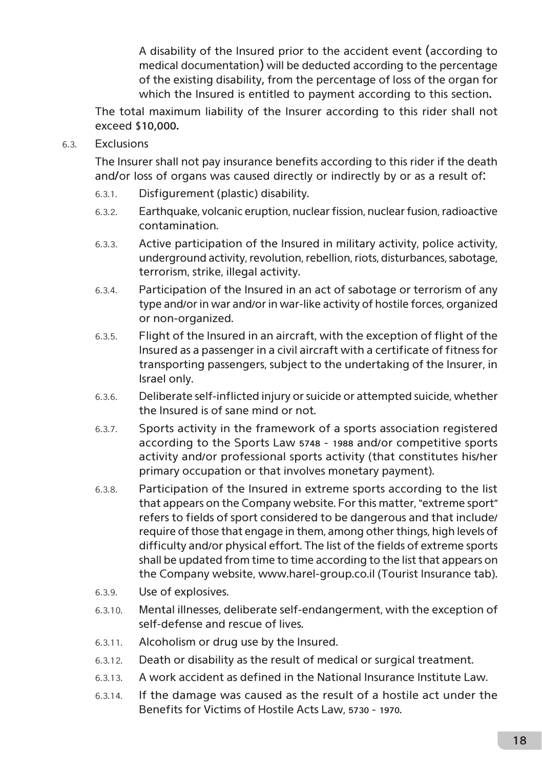A disability of the Insured prior to the accident event (according to medical documentation) will be deducted according to the percentage of the existing disability, from the percentage of loss of the organ for which the Insured is entitled to payment according to this section.

The total maximum liability of the Insurer according to this rider shall not exceed $10,000.

6.3. Exclusions

The Insurer shall not pay insurance benefits according to this rider if the death and/or loss of organs was caused directly or indirectly by or as a result of:

6.3.1. Disfigurement (plastic) disability.

6.3.2. Earthquake, volcanic eruption, nuclear fission, nuclear fusion, radioactive contamination.

6.3.3. Active participation of the Insured in military activity, police activity, underground activity, revolution, rebellion, riots, disturbances, sabotage, terrorism, strike, illegal activity.

6.3.4. Participation of the Insured in an act of sabotage or terrorism of any type and/or in war and/or in war-like activity of hostile forces, organized or non-organized.

6.3.5. Flight of the Insured in an aircraft, with the exception of flight of the Insured as a passenger in a civil aircraft with a certificate of fitness for transporting passengers, subject to the undertaking of the Insurer, in Israel only.

6.3.6. Deliberate self-inflicted injury or suicide or attempted suicide, whether the Insured is of sane mind or not.

6.3.7. Sports activity in the framework of a sports association registered according to the Sports Law 5748 - 1988 and/or competitive sports activity and/or professional sports activity (that constitutes his/her primary occupation or that involves monetary payment).

6.3.8. Participation of the Insured in extreme sports according to the list that appears on the Company website. For this matter, "extreme sport" refers to fields of sport considered to be dangerous and that include/require of those that engage in them, among other things, high levels of difficulty and/or physical effort. The list of the fields of extreme sports shall be updated from time to time according to the list that appears on the Company website, www.harel-group.co.il (Tourist Insurance tab).

6.3.9. Use of explosives.

6.3.10. Mental illnesses, deliberate self-endangerment, with the exception of self-defense and rescue of lives.

6.3.11. Alcoholism or drug use by the Insured.

6.3.12. Death or disability as the result of medical or surgical treatment.

6.3.13. A work accident as defined in the National Insurance Institute Law.

6.3.14. If the damage was caused as the result of a hostile act under the Benefits for Victims of Hostile Acts Law, 5730 - 1970.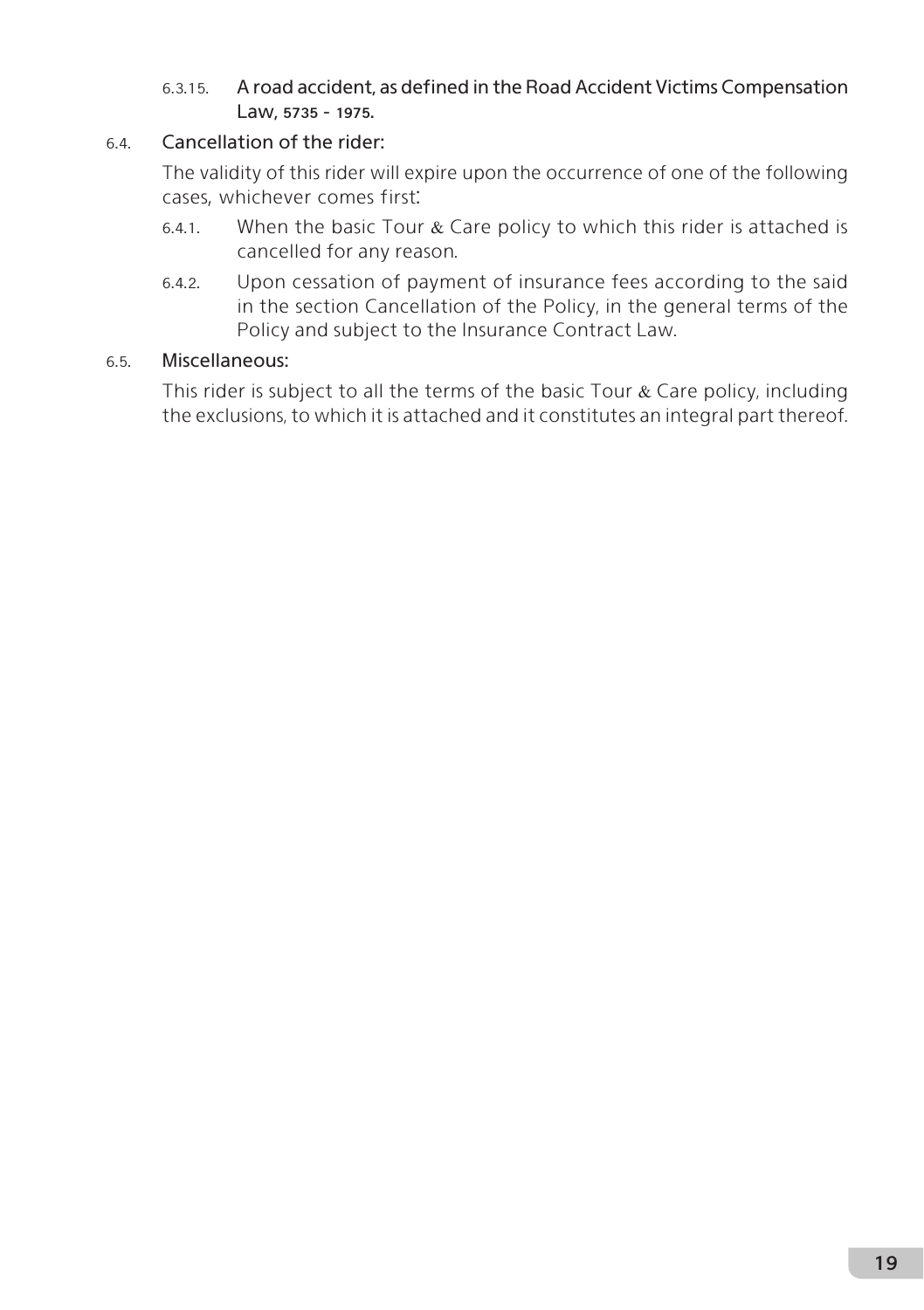6.3.15. A road accident, as defined in the Road Accident Victims Compensation Law, 5735 - 1975.

6.4. Cancellation of the rider:

The validity of this rider will expire upon the occurrence of one of the following cases, whichever comes first:

6.4.1. When the basic Tour & Care policy to which this rider is attached is cancelled for any reason.

6.4.2. Upon cessation of payment of insurance fees according to the said in the section Cancellation of the Policy, in the general terms of the Policy and subject to the Insurance Contract Law.

6.5. Miscellaneous:

This rider is subject to all the terms of the basic Tour & Care policy, including the exclusions, to which it is attached and it constitutes an integral part thereof.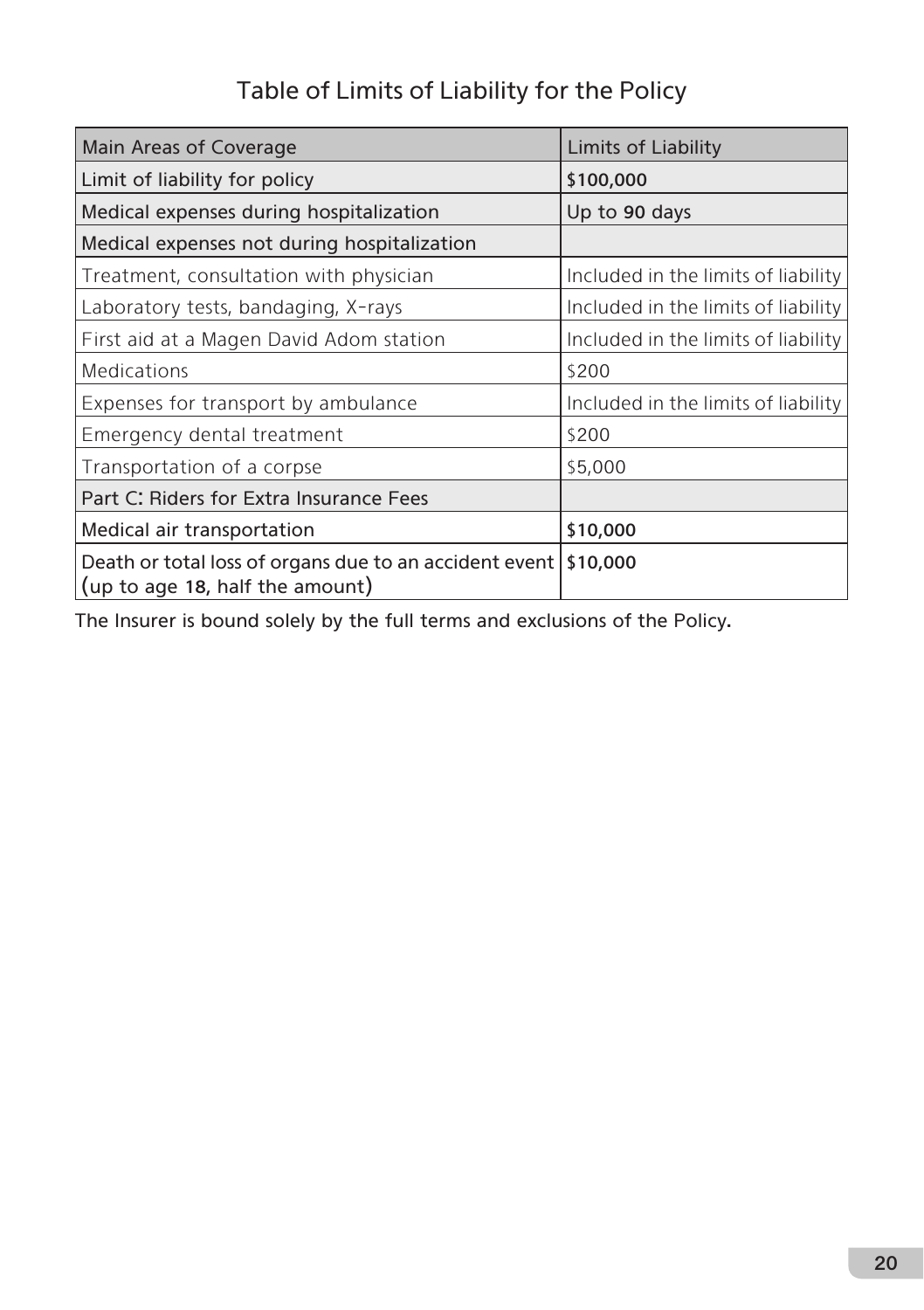## Table of Limits of Liability for the Policy

| Main Areas of Coverage | Limits of Liability |
|---|---|
| Limit of liability for policy | **$100,000** |
| Medical expenses during hospitalization | Up to 90 days |
| Medical expenses not during hospitalization | |
| Treatment, consultation with physician | Included in the limits of liability |
| Laboratory tests, bandaging, X-rays | Included in the limits of liability |
| First aid at a Magen David Adom station | Included in the limits of liability |
| Medications | $200 |
| Expenses for transport by ambulance | Included in the limits of liability |
| Emergency dental treatment | $200 |
| Transportation of a corpse | $5,000 |
| Part C: Riders for Extra Insurance Fees | |
| Medical air transportation | **$10,000** |
| Death or total loss of organs due to an accident event (up to age 18, half the amount) | **$10,000** |

The Insurer is bound solely by the full terms and exclusions of the Policy.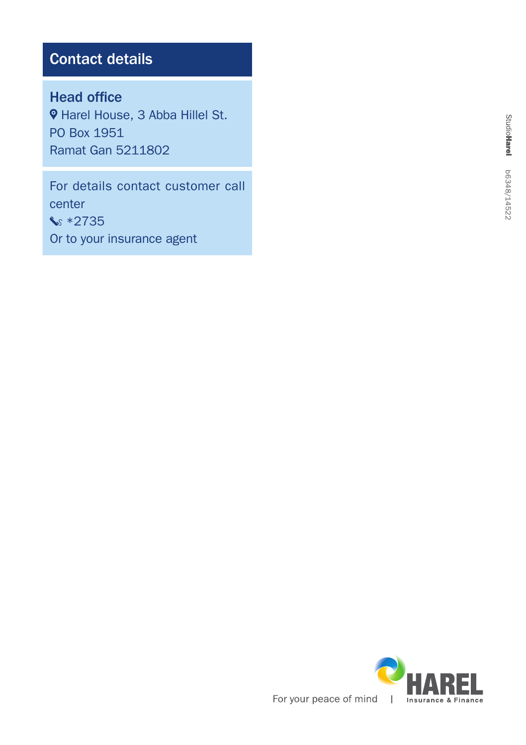## Contact details

### Head office

Harel House, 3 Abba Hillel St.
PO Box 1951
Ramat Gan 5211802

For details contact customer call center
*2735
Or to your insurance agent

StudioHarel b6348/14522

For your peace of mind | HAREL Insurance & Finance